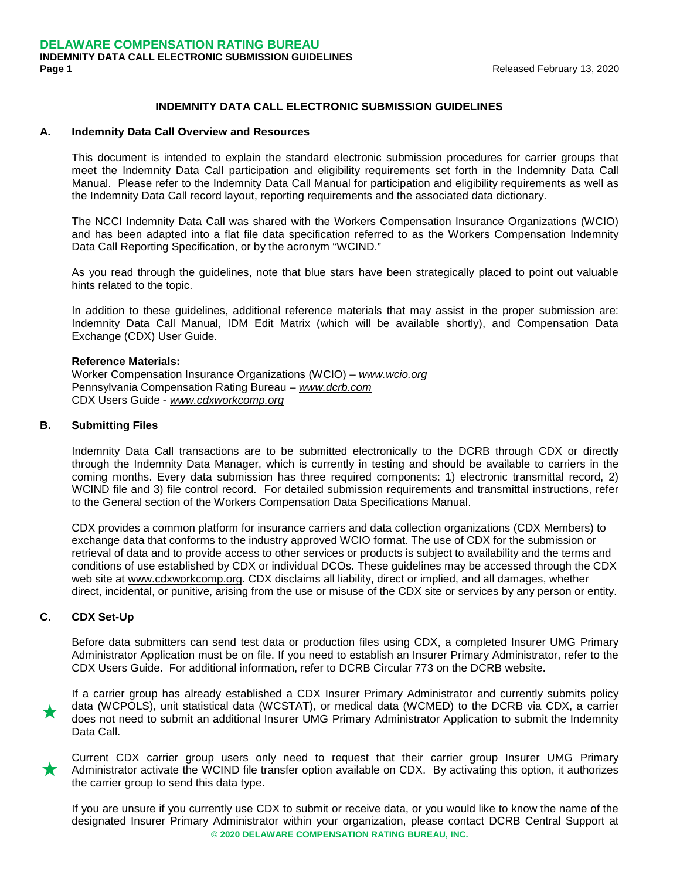# INDEMNITY DATA CALL ELECTRONIC SUBMISSION GUIDELINES

## A. Indemnity Data Call Overview and Resources

This document is intended to explain the standard electronic submission procedures for carrier groups that meet the Indemnity Data Call participation and eligibility requirements set forth in the Indemnity Data Call Manual. Please refer to the Indemnity Data Call Manual for participation and eligibility requirements as well as the Indemnity Data Call record layout, reporting requirements and the associated data dictionary.

The NCCI Indemnity Data Call was shared with the Workers Compensation Insurance Organizations (WCIO) and has been adapted into a flat file data specification referred to as the Workers Compensation Indemnity Data Call Reporting Specification, or by the acronym "WCIND."

As you read through the guidelines, note that blue stars have been strategically placed to point out valuable hints related to the topic.

In addition to these guidelines, additional reference materials that may assist in the proper submission are: Indemnity Data Call Manual, IDM Edit Matrix (which will be available shortly), and Compensation Data Exchange (CDX) User Guide.

**Reference Materials:**

Worker Compensation Insurance Organizations (WCIO) – *www.wcio.org*
Pennsylvania Compensation Rating Bureau – *www.dcrb.com*
CDX Users Guide - *www.cdxworkcomp.org*

## B. Submitting Files

Indemnity Data Call transactions are to be submitted electronically to the DCRB through CDX or directly through the Indemnity Data Manager, which is currently in testing and should be available to carriers in the coming months. Every data submission has three required components: 1) electronic transmittal record, 2) WCIND file and 3) file control record. For detailed submission requirements and transmittal instructions, refer to the General section of the Workers Compensation Data Specifications Manual.

CDX provides a common platform for insurance carriers and data collection organizations (CDX Members) to exchange data that conforms to the industry approved WCIO format. The use of CDX for the submission or retrieval of data and to provide access to other services or products is subject to availability and the terms and conditions of use established by CDX or individual DCOs. These guidelines may be accessed through the CDX web site at www.cdxworkcomp.org. CDX disclaims all liability, direct or implied, and all damages, whether direct, incidental, or punitive, arising from the use or misuse of the CDX site or services by any person or entity.

## C. CDX Set-Up

Before data submitters can send test data or production files using CDX, a completed Insurer UMG Primary Administrator Application must be on file. If you need to establish an Insurer Primary Administrator, refer to the CDX Users Guide. For additional information, refer to DCRB Circular 773 on the DCRB website.

★ If a carrier group has already established a CDX Insurer Primary Administrator and currently submits policy data (WCPOLS), unit statistical data (WCSTAT), or medical data (WCMED) to the DCRB via CDX, a carrier does not need to submit an additional Insurer UMG Primary Administrator Application to submit the Indemnity Data Call.

★ Current CDX carrier group users only need to request that their carrier group Insurer UMG Primary Administrator activate the WCIND file transfer option available on CDX. By activating this option, it authorizes the carrier group to send this data type.

If you are unsure if you currently use CDX to submit or receive data, or you would like to know the name of the designated Insurer Primary Administrator within your organization, please contact DCRB Central Support at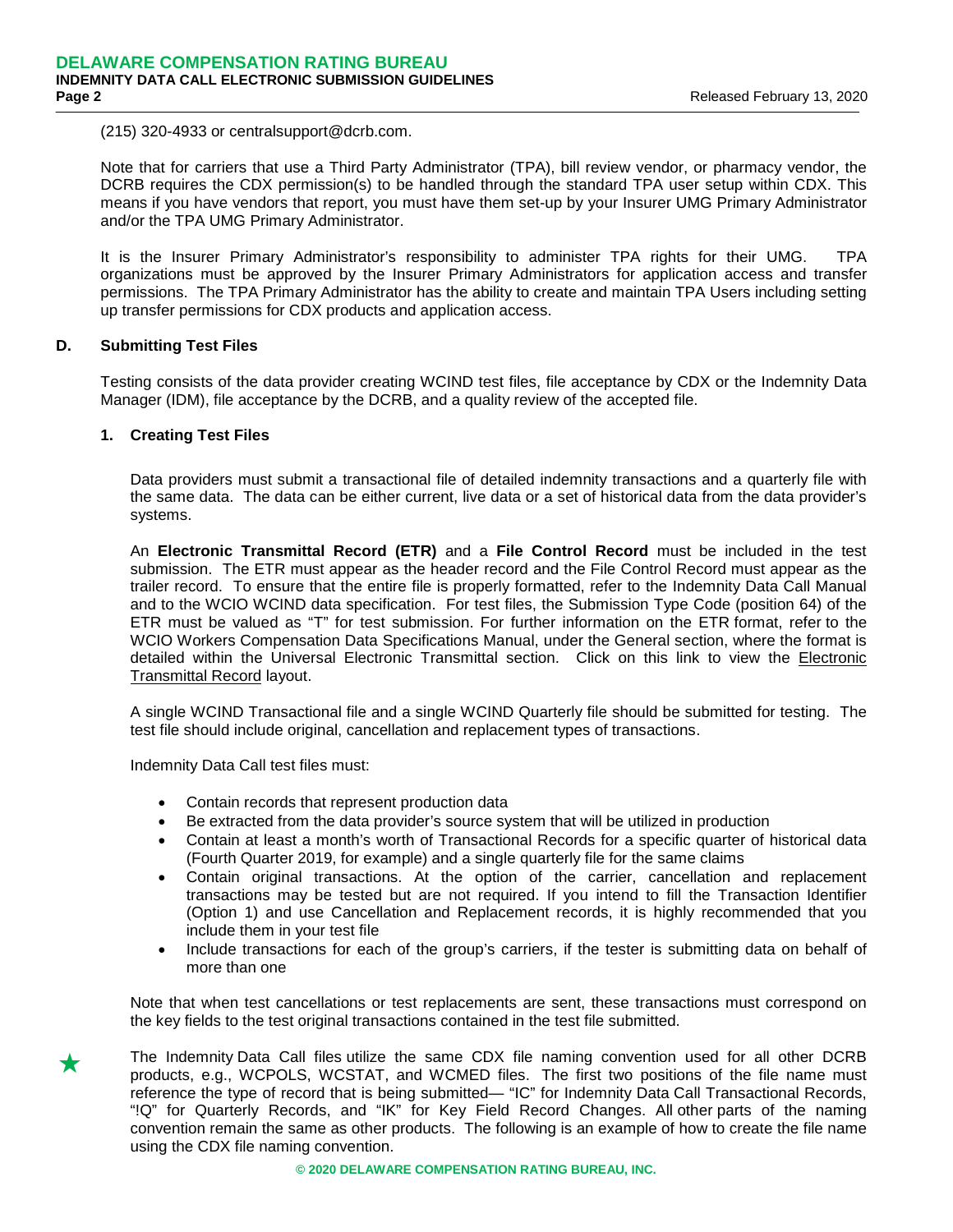(215) 320-4933 or centralsupport@dcrb.com.

Note that for carriers that use a Third Party Administrator (TPA), bill review vendor, or pharmacy vendor, the DCRB requires the CDX permission(s) to be handled through the standard TPA user setup within CDX. This means if you have vendors that report, you must have them set-up by your Insurer UMG Primary Administrator and/or the TPA UMG Primary Administrator.

It is the Insurer Primary Administrator's responsibility to administer TPA rights for their UMG. TPA organizations must be approved by the Insurer Primary Administrators for application access and transfer permissions. The TPA Primary Administrator has the ability to create and maintain TPA Users including setting up transfer permissions for CDX products and application access.

## D. Submitting Test Files

Testing consists of the data provider creating WCIND test files, file acceptance by CDX or the Indemnity Data Manager (IDM), file acceptance by the DCRB, and a quality review of the accepted file.

### 1. Creating Test Files

Data providers must submit a transactional file of detailed indemnity transactions and a quarterly file with the same data. The data can be either current, live data or a set of historical data from the data provider's systems.

An **Electronic Transmittal Record (ETR)** and a **File Control Record** must be included in the test submission. The ETR must appear as the header record and the File Control Record must appear as the trailer record. To ensure that the entire file is properly formatted, refer to the Indemnity Data Call Manual and to the WCIO WCIND data specification. For test files, the Submission Type Code (position 64) of the ETR must be valued as "T" for test submission. For further information on the ETR format, refer to the WCIO Workers Compensation Data Specifications Manual, under the General section, where the format is detailed within the Universal Electronic Transmittal section. Click on this link to view the Electronic Transmittal Record layout.

A single WCIND Transactional file and a single WCIND Quarterly file should be submitted for testing. The test file should include original, cancellation and replacement types of transactions.

Indemnity Data Call test files must:

- Contain records that represent production data
- Be extracted from the data provider's source system that will be utilized in production
- Contain at least a month's worth of Transactional Records for a specific quarter of historical data (Fourth Quarter 2019, for example) and a single quarterly file for the same claims
- Contain original transactions. At the option of the carrier, cancellation and replacement transactions may be tested but are not required. If you intend to fill the Transaction Identifier (Option 1) and use Cancellation and Replacement records, it is highly recommended that you include them in your test file
- Include transactions for each of the group's carriers, if the tester is submitting data on behalf of more than one

Note that when test cancellations or test replacements are sent, these transactions must correspond on the key fields to the test original transactions contained in the test file submitted.

★ The Indemnity Data Call files utilize the same CDX file naming convention used for all other DCRB products, e.g., WCPOLS, WCSTAT, and WCMED files. The first two positions of the file name must reference the type of record that is being submitted— "IC" for Indemnity Data Call Transactional Records, "!Q" for Quarterly Records, and "IK" for Key Field Record Changes. All other parts of the naming convention remain the same as other products. The following is an example of how to create the file name using the CDX file naming convention.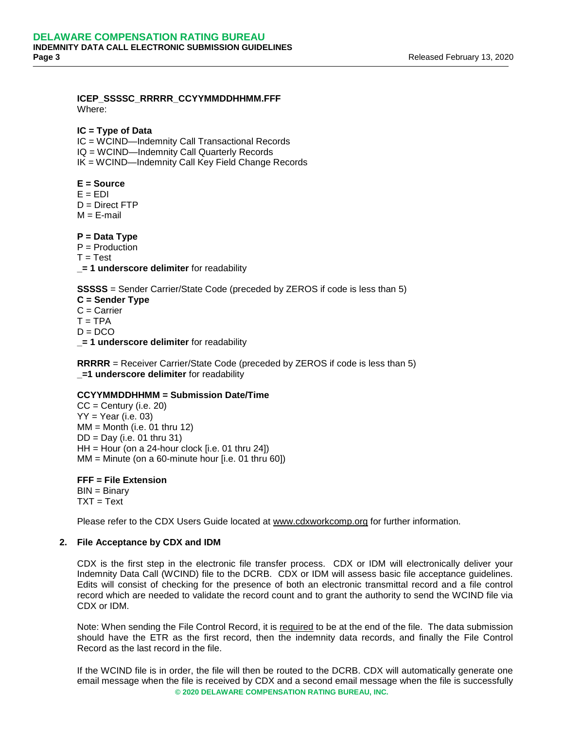**ICEP_SSSSC_RRRRR_CCYYMMDDHHMM.FFF**
Where:

**IC = Type of Data**
IC = WCIND—Indemnity Call Transactional Records
IQ = WCIND—Indemnity Call Quarterly Records
IK = WCIND—Indemnity Call Key Field Change Records

**E = Source**
E = EDI
D = Direct FTP
M = E-mail

**P = Data Type**
P = Production
T = Test
**_= 1 underscore delimiter** for readability

**SSSSS** = Sender Carrier/State Code (preceded by ZEROS if code is less than 5)
**C = Sender Type**
C = Carrier
T = TPA
D = DCO
**_= 1 underscore delimiter** for readability

**RRRRR** = Receiver Carrier/State Code (preceded by ZEROS if code is less than 5)
**_=1 underscore delimiter** for readability

**CCYYMMDDHHMM = Submission Date/Time**
CC = Century (i.e. 20)
YY = Year (i.e. 03)
MM = Month (i.e. 01 thru 12)
DD = Day (i.e. 01 thru 31)
HH = Hour (on a 24-hour clock [i.e. 01 thru 24])
MM = Minute (on a 60-minute hour [i.e. 01 thru 60])

**FFF = File Extension**
BIN = Binary
TXT = Text

Please refer to the CDX Users Guide located at www.cdxworkcomp.org for further information.

## 2. File Acceptance by CDX and IDM

CDX is the first step in the electronic file transfer process. CDX or IDM will electronically deliver your Indemnity Data Call (WCIND) file to the DCRB. CDX or IDM will assess basic file acceptance guidelines. Edits will consist of checking for the presence of both an electronic transmittal record and a file control record which are needed to validate the record count and to grant the authority to send the WCIND file via CDX or IDM.

Note: When sending the File Control Record, it is required to be at the end of the file. The data submission should have the ETR as the first record, then the indemnity data records, and finally the File Control Record as the last record in the file.

If the WCIND file is in order, the file will then be routed to the DCRB. CDX will automatically generate one email message when the file is received by CDX and a second email message when the file is successfully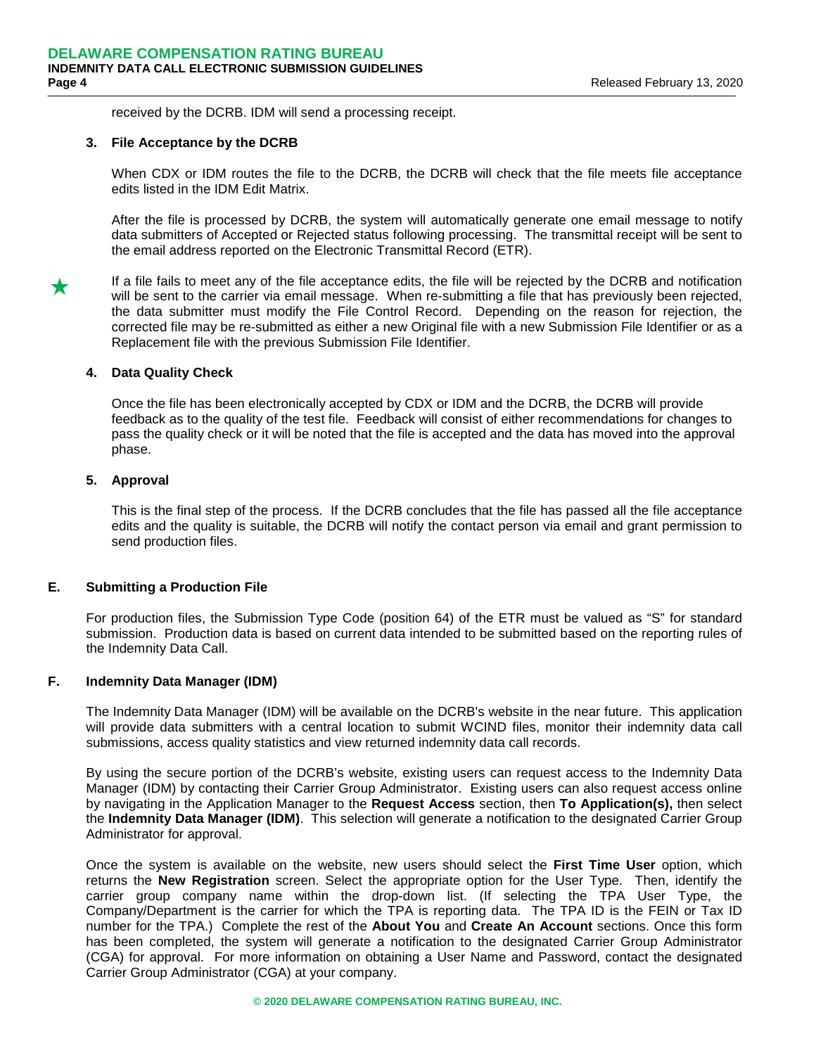received by the DCRB. IDM will send a processing receipt.

**3. File Acceptance by the DCRB**

When CDX or IDM routes the file to the DCRB, the DCRB will check that the file meets file acceptance edits listed in the IDM Edit Matrix.

After the file is processed by DCRB, the system will automatically generate one email message to notify data submitters of Accepted or Rejected status following processing. The transmittal receipt will be sent to the email address reported on the Electronic Transmittal Record (ETR).

★ If a file fails to meet any of the file acceptance edits, the file will be rejected by the DCRB and notification will be sent to the carrier via email message. When re-submitting a file that has previously been rejected, the data submitter must modify the File Control Record. Depending on the reason for rejection, the corrected file may be re-submitted as either a new Original file with a new Submission File Identifier or as a Replacement file with the previous Submission File Identifier.

**4. Data Quality Check**

Once the file has been electronically accepted by CDX or IDM and the DCRB, the DCRB will provide feedback as to the quality of the test file. Feedback will consist of either recommendations for changes to pass the quality check or it will be noted that the file is accepted and the data has moved into the approval phase.

**5. Approval**

This is the final step of the process. If the DCRB concludes that the file has passed all the file acceptance edits and the quality is suitable, the DCRB will notify the contact person via email and grant permission to send production files.

## E. Submitting a Production File

For production files, the Submission Type Code (position 64) of the ETR must be valued as "S" for standard submission. Production data is based on current data intended to be submitted based on the reporting rules of the Indemnity Data Call.

## F. Indemnity Data Manager (IDM)

The Indemnity Data Manager (IDM) will be available on the DCRB's website in the near future. This application will provide data submitters with a central location to submit WCIND files, monitor their indemnity data call submissions, access quality statistics and view returned indemnity data call records.

By using the secure portion of the DCRB's website, existing users can request access to the Indemnity Data Manager (IDM) by contacting their Carrier Group Administrator. Existing users can also request access online by navigating in the Application Manager to the **Request Access** section, then **To Application(s),** then select the **Indemnity Data Manager (IDM)**. This selection will generate a notification to the designated Carrier Group Administrator for approval.

Once the system is available on the website, new users should select the **First Time User** option, which returns the **New Registration** screen. Select the appropriate option for the User Type. Then, identify the carrier group company name within the drop-down list. (If selecting the TPA User Type, the Company/Department is the carrier for which the TPA is reporting data. The TPA ID is the FEIN or Tax ID number for the TPA.) Complete the rest of the **About You** and **Create An Account** sections. Once this form has been completed, the system will generate a notification to the designated Carrier Group Administrator (CGA) for approval. For more information on obtaining a User Name and Password, contact the designated Carrier Group Administrator (CGA) at your company.